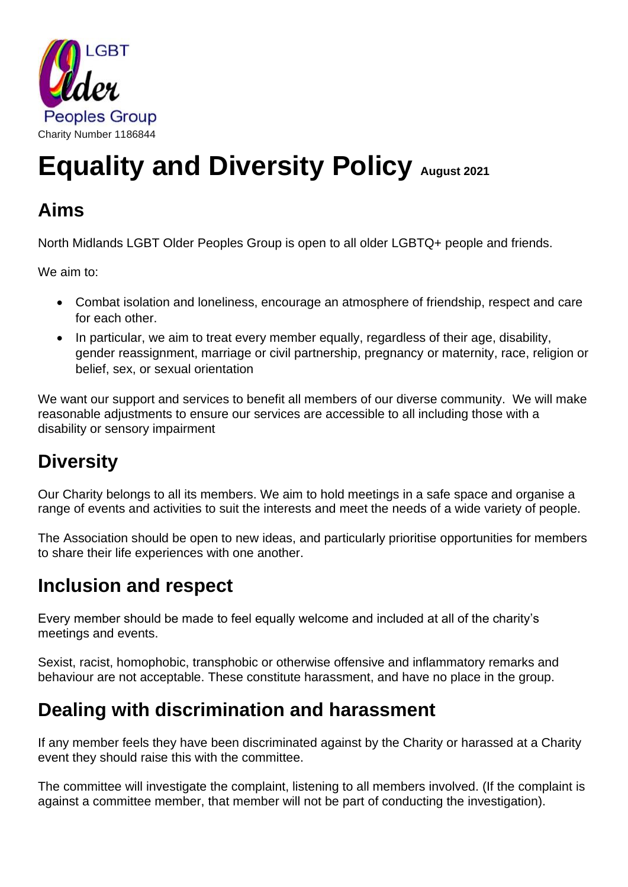LGBT Older Peoples Group

Charity Number 1186844

# Equality and Diversity Policy August 2021

## Aims

North Midlands LGBT Older Peoples Group is open to all older LGBTQ+ people and friends.

We aim to:

- Combat isolation and loneliness, encourage an atmosphere of friendship, respect and care for each other.
- In particular, we aim to treat every member equally, regardless of their age, disability, gender reassignment, marriage or civil partnership, pregnancy or maternity, race, religion or belief, sex, or sexual orientation

We want our support and services to benefit all members of our diverse community. We will make reasonable adjustments to ensure our services are accessible to all including those with a disability or sensory impairment

## Diversity

Our Charity belongs to all its members. We aim to hold meetings in a safe space and organise a range of events and activities to suit the interests and meet the needs of a wide variety of people.

The Association should be open to new ideas, and particularly prioritise opportunities for members to share their life experiences with one another.

## Inclusion and respect

Every member should be made to feel equally welcome and included at all of the charity's meetings and events.

Sexist, racist, homophobic, transphobic or otherwise offensive and inflammatory remarks and behaviour are not acceptable. These constitute harassment, and have no place in the group.

## Dealing with discrimination and harassment

If any member feels they have been discriminated against by the Charity or harassed at a Charity event they should raise this with the committee.

The committee will investigate the complaint, listening to all members involved. (If the complaint is against a committee member, that member will not be part of conducting the investigation).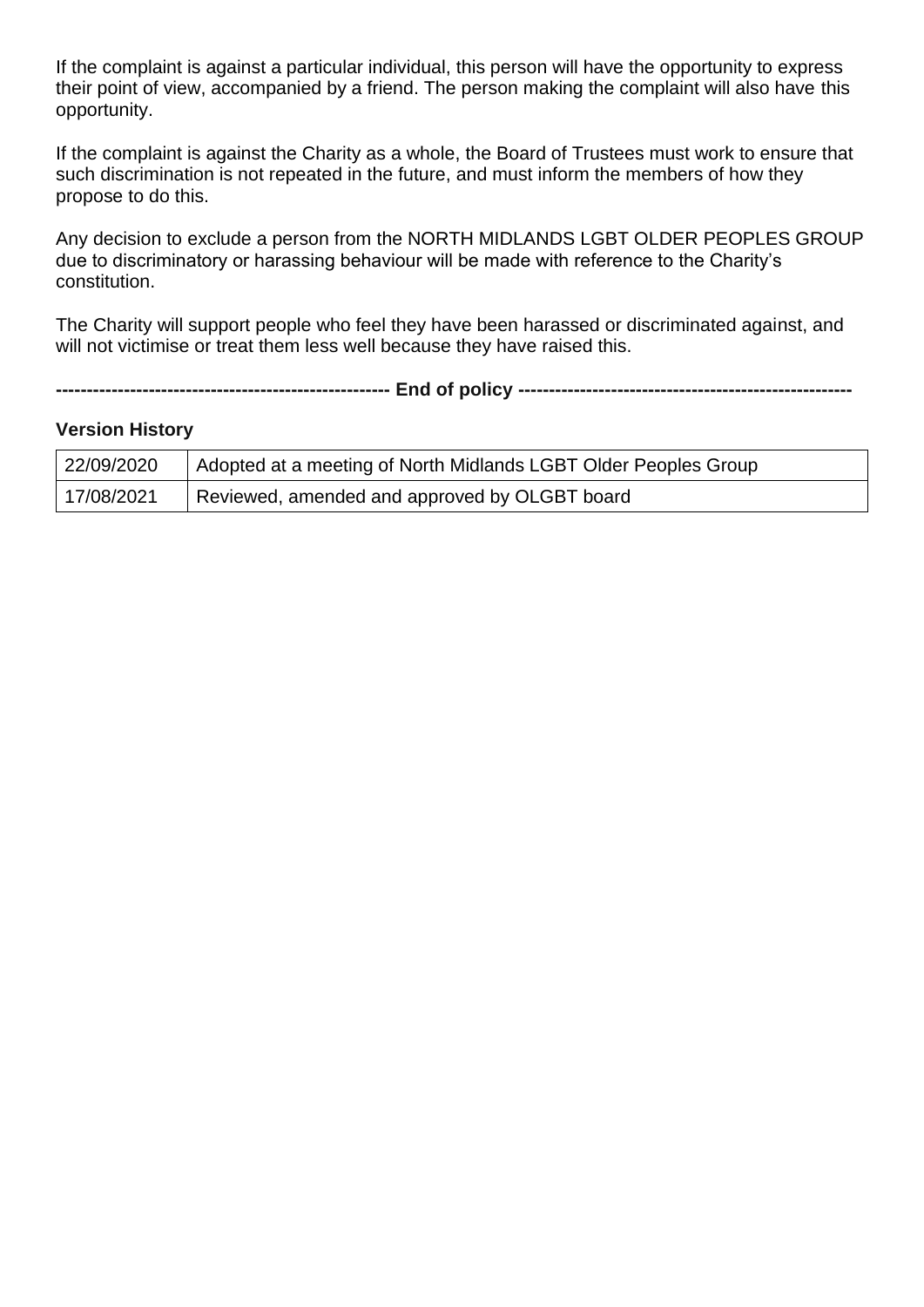If the complaint is against a particular individual, this person will have the opportunity to express their point of view, accompanied by a friend. The person making the complaint will also have this opportunity.

If the complaint is against the Charity as a whole, the Board of Trustees must work to ensure that such discrimination is not repeated in the future, and must inform the members of how they propose to do this.

Any decision to exclude a person from the NORTH MIDLANDS LGBT OLDER PEOPLES GROUP due to discriminatory or harassing behaviour will be made with reference to the Charity's constitution.

The Charity will support people who feel they have been harassed or discriminated against, and will not victimise or treat them less well because they have raised this.

**----------------------------------------------------- End of policy -----------------------------------------------------**

**Version History**

| | |
|---|---|
| 22/09/2020 | Adopted at a meeting of North Midlands LGBT Older Peoples Group |
| 17/08/2021 | Reviewed, amended and approved by OLGBT board |